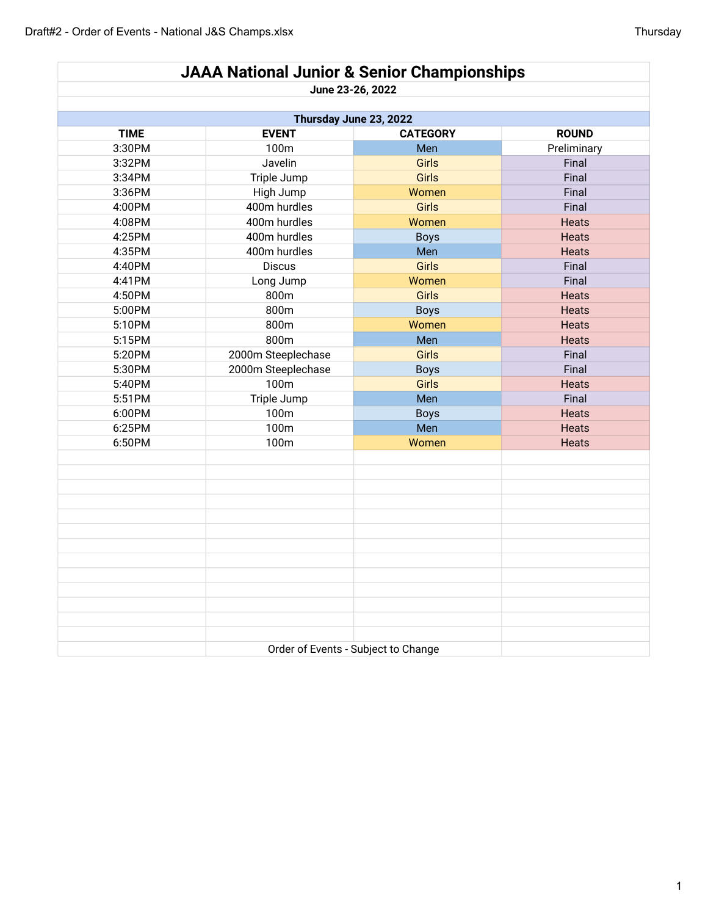# JAAA National Junior & Senior Championships

**June 23-26, 2022**

**Thursday June 23, 2022**

| TIME | EVENT | CATEGORY | ROUND |
|---|---|---|---|
| 3:30PM | 100m | Men | Preliminary |
| 3:32PM | Javelin | Girls | Final |
| 3:34PM | Triple Jump | Girls | Final |
| 3:36PM | High Jump | Women | Final |
| 4:00PM | 400m hurdles | Girls | Final |
| 4:08PM | 400m hurdles | Women | Heats |
| 4:25PM | 400m hurdles | Boys | Heats |
| 4:35PM | 400m hurdles | Men | Heats |
| 4:40PM | Discus | Girls | Final |
| 4:41PM | Long Jump | Women | Final |
| 4:50PM | 800m | Girls | Heats |
| 5:00PM | 800m | Boys | Heats |
| 5:10PM | 800m | Women | Heats |
| 5:15PM | 800m | Men | Heats |
| 5:20PM | 2000m Steeplechase | Girls | Final |
| 5:30PM | 2000m Steeplechase | Boys | Final |
| 5:40PM | 100m | Girls | Heats |
| 5:51PM | Triple Jump | Men | Final |
| 6:00PM | 100m | Boys | Heats |
| 6:25PM | 100m | Men | Heats |
| 6:50PM | 100m | Women | Heats |

Order of Events - Subject to Change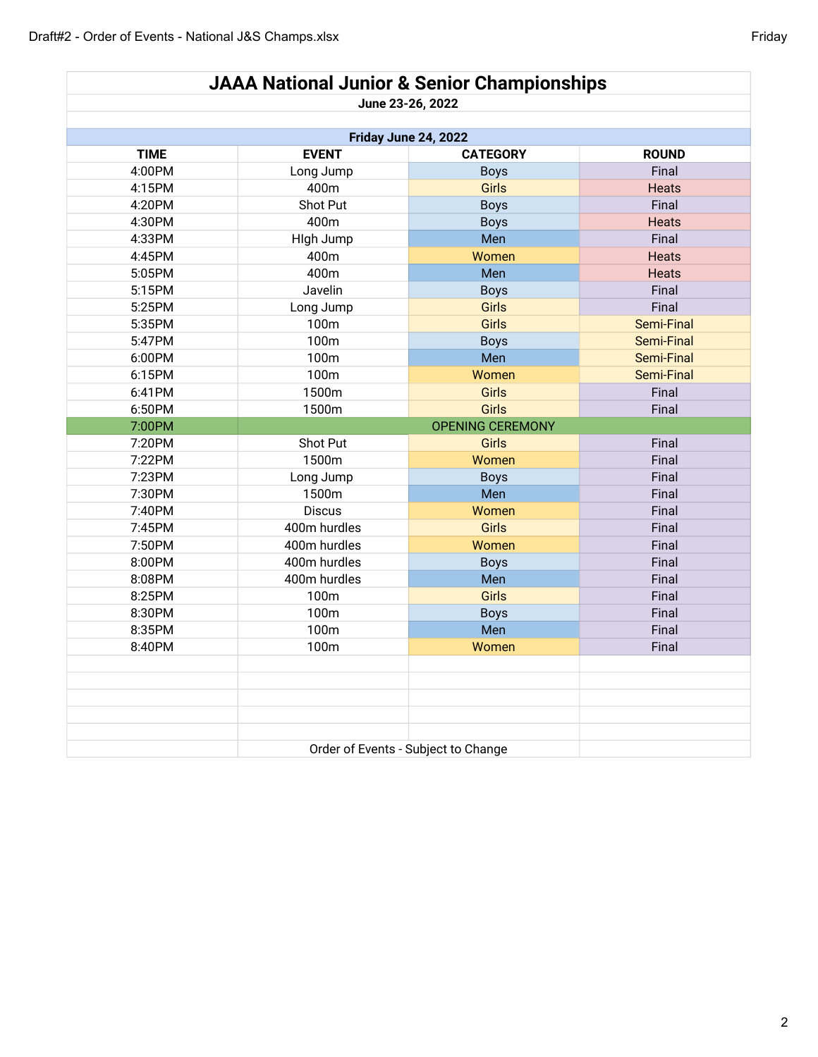# JAAA National Junior & Senior Championships

**June 23-26, 2022**

**Friday June 24, 2022**

| TIME | EVENT | CATEGORY | ROUND |
|---|---|---|---|
| 4:00PM | Long Jump | Boys | Final |
| 4:15PM | 400m | Girls | Heats |
| 4:20PM | Shot Put | Boys | Final |
| 4:30PM | 400m | Boys | Heats |
| 4:33PM | HIgh Jump | Men | Final |
| 4:45PM | 400m | Women | Heats |
| 5:05PM | 400m | Men | Heats |
| 5:15PM | Javelin | Boys | Final |
| 5:25PM | Long Jump | Girls | Final |
| 5:35PM | 100m | Girls | Semi-Final |
| 5:47PM | 100m | Boys | Semi-Final |
| 6:00PM | 100m | Men | Semi-Final |
| 6:15PM | 100m | Women | Semi-Final |
| 6:41PM | 1500m | Girls | Final |
| 6:50PM | 1500m | Girls | Final |
| 7:00PM | OPENING CEREMONY | | |
| 7:20PM | Shot Put | Girls | Final |
| 7:22PM | 1500m | Women | Final |
| 7:23PM | Long Jump | Boys | Final |
| 7:30PM | 1500m | Men | Final |
| 7:40PM | Discus | Women | Final |
| 7:45PM | 400m hurdles | Girls | Final |
| 7:50PM | 400m hurdles | Women | Final |
| 8:00PM | 400m hurdles | Boys | Final |
| 8:08PM | 400m hurdles | Men | Final |
| 8:25PM | 100m | Girls | Final |
| 8:30PM | 100m | Boys | Final |
| 8:35PM | 100m | Men | Final |
| 8:40PM | 100m | Women | Final |

Order of Events - Subject to Change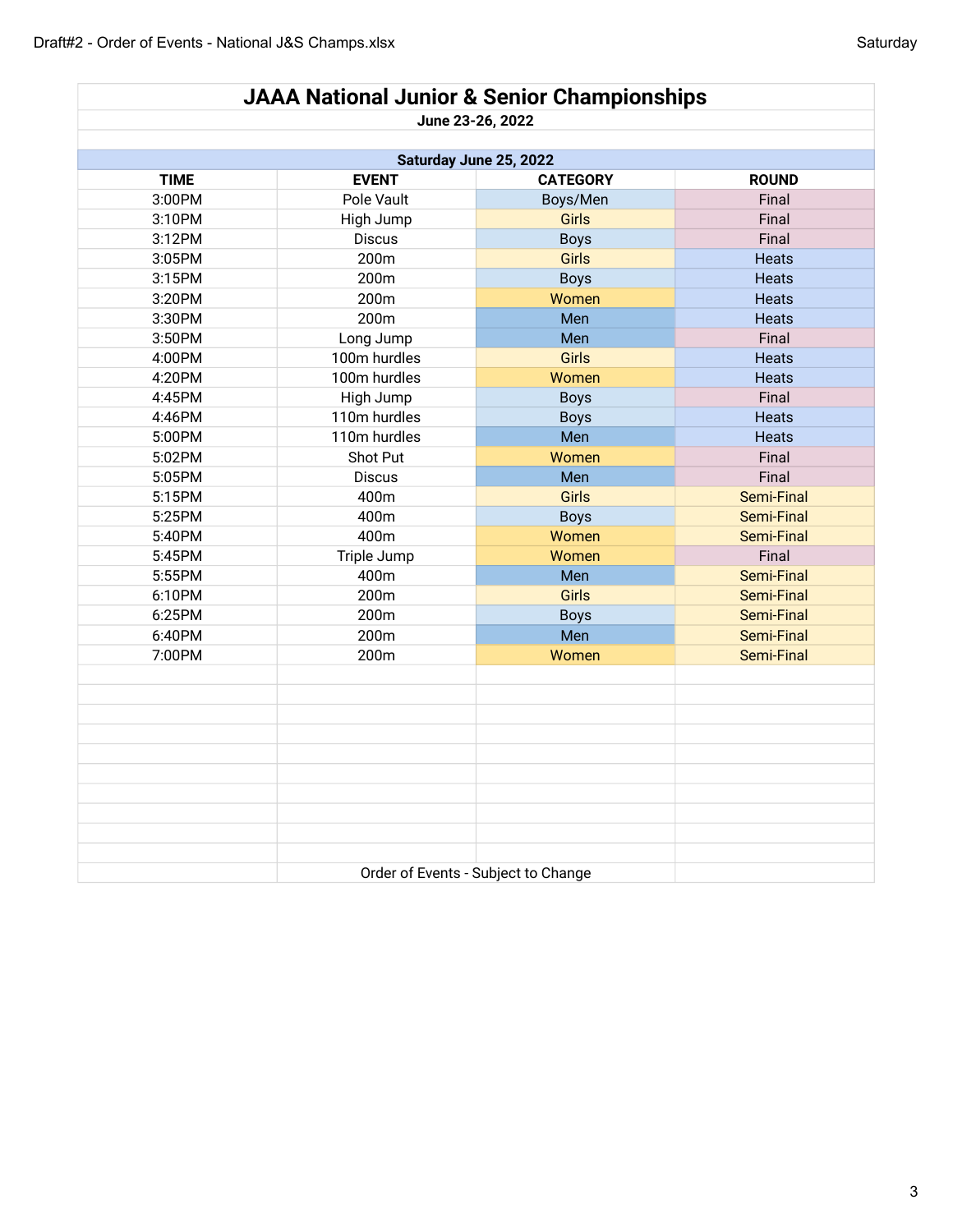# JAAA National Junior & Senior Championships

**June 23-26, 2022**

| Saturday June 25, 2022 | | | |
|---|---|---|---|
| **TIME** | **EVENT** | **CATEGORY** | **ROUND** |
| 3:00PM | Pole Vault | Boys/Men | Final |
| 3:10PM | High Jump | Girls | Final |
| 3:12PM | Discus | Boys | Final |
| 3:05PM | 200m | Girls | Heats |
| 3:15PM | 200m | Boys | Heats |
| 3:20PM | 200m | Women | Heats |
| 3:30PM | 200m | Men | Heats |
| 3:50PM | Long Jump | Men | Final |
| 4:00PM | 100m hurdles | Girls | Heats |
| 4:20PM | 100m hurdles | Women | Heats |
| 4:45PM | High Jump | Boys | Final |
| 4:46PM | 110m hurdles | Boys | Heats |
| 5:00PM | 110m hurdles | Men | Heats |
| 5:02PM | Shot Put | Women | Final |
| 5:05PM | Discus | Men | Final |
| 5:15PM | 400m | Girls | Semi-Final |
| 5:25PM | 400m | Boys | Semi-Final |
| 5:40PM | 400m | Women | Semi-Final |
| 5:45PM | Triple Jump | Women | Final |
| 5:55PM | 400m | Men | Semi-Final |
| 6:10PM | 200m | Girls | Semi-Final |
| 6:25PM | 200m | Boys | Semi-Final |
| 6:40PM | 200m | Men | Semi-Final |
| 7:00PM | 200m | Women | Semi-Final |

Order of Events - Subject to Change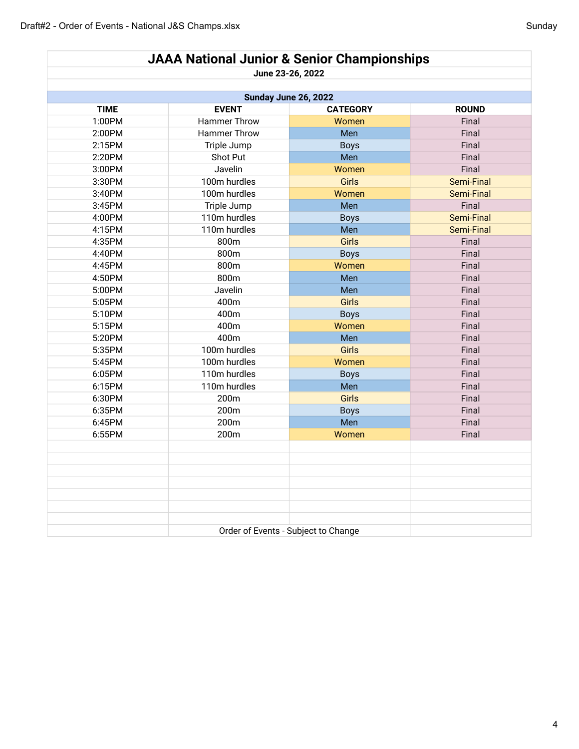# JAAA National Junior & Senior Championships

**June 23-26, 2022**

**Sunday June 26, 2022**

| TIME | EVENT | CATEGORY | ROUND |
|---|---|---|---|
| 1:00PM | Hammer Throw | Women | Final |
| 2:00PM | Hammer Throw | Men | Final |
| 2:15PM | Triple Jump | Boys | Final |
| 2:20PM | Shot Put | Men | Final |
| 3:00PM | Javelin | Women | Final |
| 3:30PM | 100m hurdles | Girls | Semi-Final |
| 3:40PM | 100m hurdles | Women | Semi-Final |
| 3:45PM | Triple Jump | Men | Final |
| 4:00PM | 110m hurdles | Boys | Semi-Final |
| 4:15PM | 110m hurdles | Men | Semi-Final |
| 4:35PM | 800m | Girls | Final |
| 4:40PM | 800m | Boys | Final |
| 4:45PM | 800m | Women | Final |
| 4:50PM | 800m | Men | Final |
| 5:00PM | Javelin | Men | Final |
| 5:05PM | 400m | Girls | Final |
| 5:10PM | 400m | Boys | Final |
| 5:15PM | 400m | Women | Final |
| 5:20PM | 400m | Men | Final |
| 5:35PM | 100m hurdles | Girls | Final |
| 5:45PM | 100m hurdles | Women | Final |
| 6:05PM | 110m hurdles | Boys | Final |
| 6:15PM | 110m hurdles | Men | Final |
| 6:30PM | 200m | Girls | Final |
| 6:35PM | 200m | Boys | Final |
| 6:45PM | 200m | Men | Final |
| 6:55PM | 200m | Women | Final |

Order of Events - Subject to Change